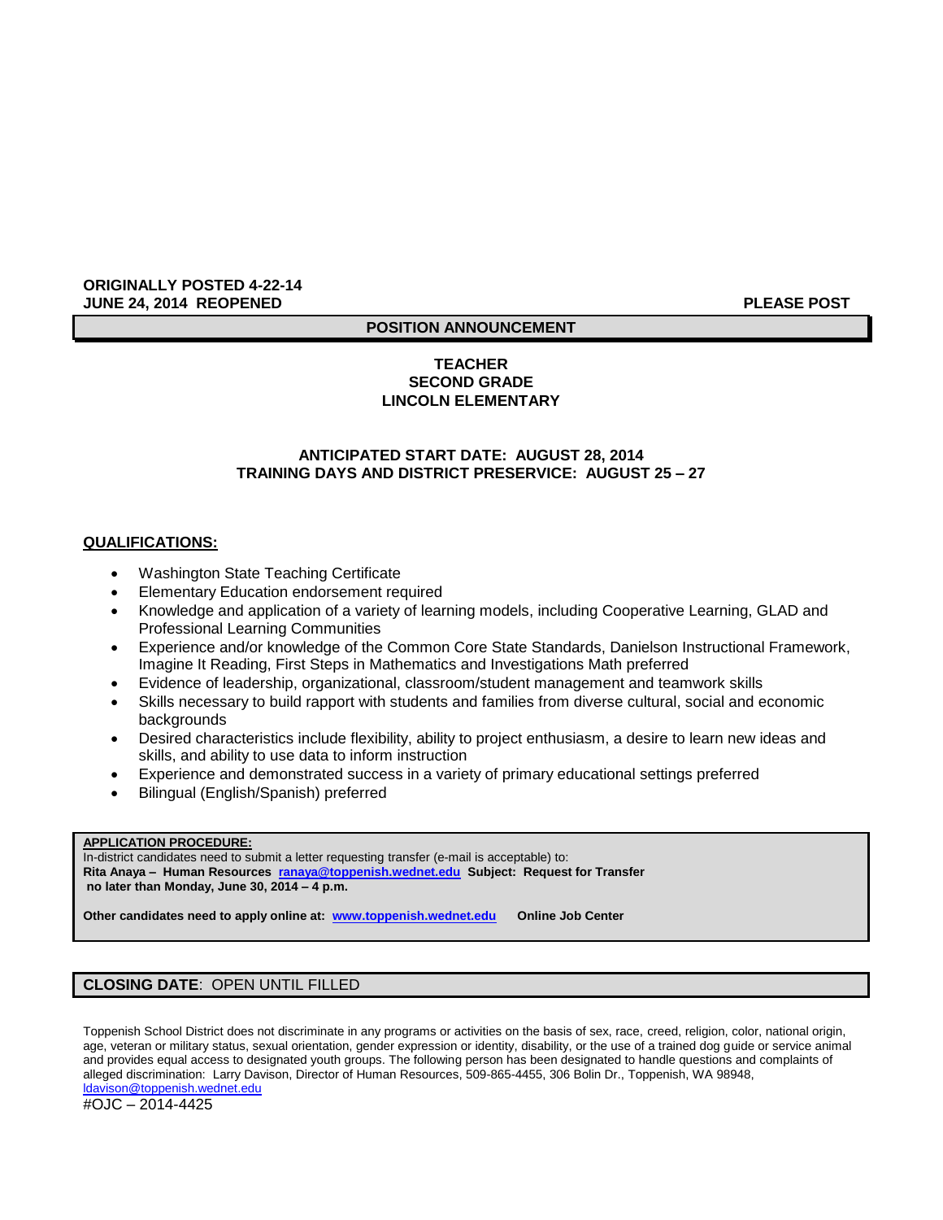**ORIGINALLY POSTED 4-22-14**
**JUNE 24, 2014 REOPENED** **PLEASE POST**

## POSITION ANNOUNCEMENT

### TEACHER
### SECOND GRADE
### LINCOLN ELEMENTARY

**ANTICIPATED START DATE: AUGUST 28, 2014**
**TRAINING DAYS AND DISTRICT PRESERVICE: AUGUST 25 – 27**

**QUALIFICATIONS:**

- Washington State Teaching Certificate
- Elementary Education endorsement required
- Knowledge and application of a variety of learning models, including Cooperative Learning, GLAD and Professional Learning Communities
- Experience and/or knowledge of the Common Core State Standards, Danielson Instructional Framework, Imagine It Reading, First Steps in Mathematics and Investigations Math preferred
- Evidence of leadership, organizational, classroom/student management and teamwork skills
- Skills necessary to build rapport with students and families from diverse cultural, social and economic backgrounds
- Desired characteristics include flexibility, ability to project enthusiasm, a desire to learn new ideas and skills, and ability to use data to inform instruction
- Experience and demonstrated success in a variety of primary educational settings preferred
- Bilingual (English/Spanish) preferred

**APPLICATION PROCEDURE:**
In-district candidates need to submit a letter requesting transfer (e-mail is acceptable) to:
**Rita Anaya – Human Resources ranaya@toppenish.wednet.edu Subject: Request for Transfer no later than Monday, June 30, 2014 – 4 p.m.**

**Other candidates need to apply online at: www.toppenish.wednet.edu Online Job Center**

**CLOSING DATE**: OPEN UNTIL FILLED

Toppenish School District does not discriminate in any programs or activities on the basis of sex, race, creed, religion, color, national origin, age, veteran or military status, sexual orientation, gender expression or identity, disability, or the use of a trained dog guide or service animal and provides equal access to designated youth groups. The following person has been designated to handle questions and complaints of alleged discrimination: Larry Davison, Director of Human Resources, 509-865-4455, 306 Bolin Dr., Toppenish, WA 98948, ldavison@toppenish.wednet.edu

#OJC – 2014-4425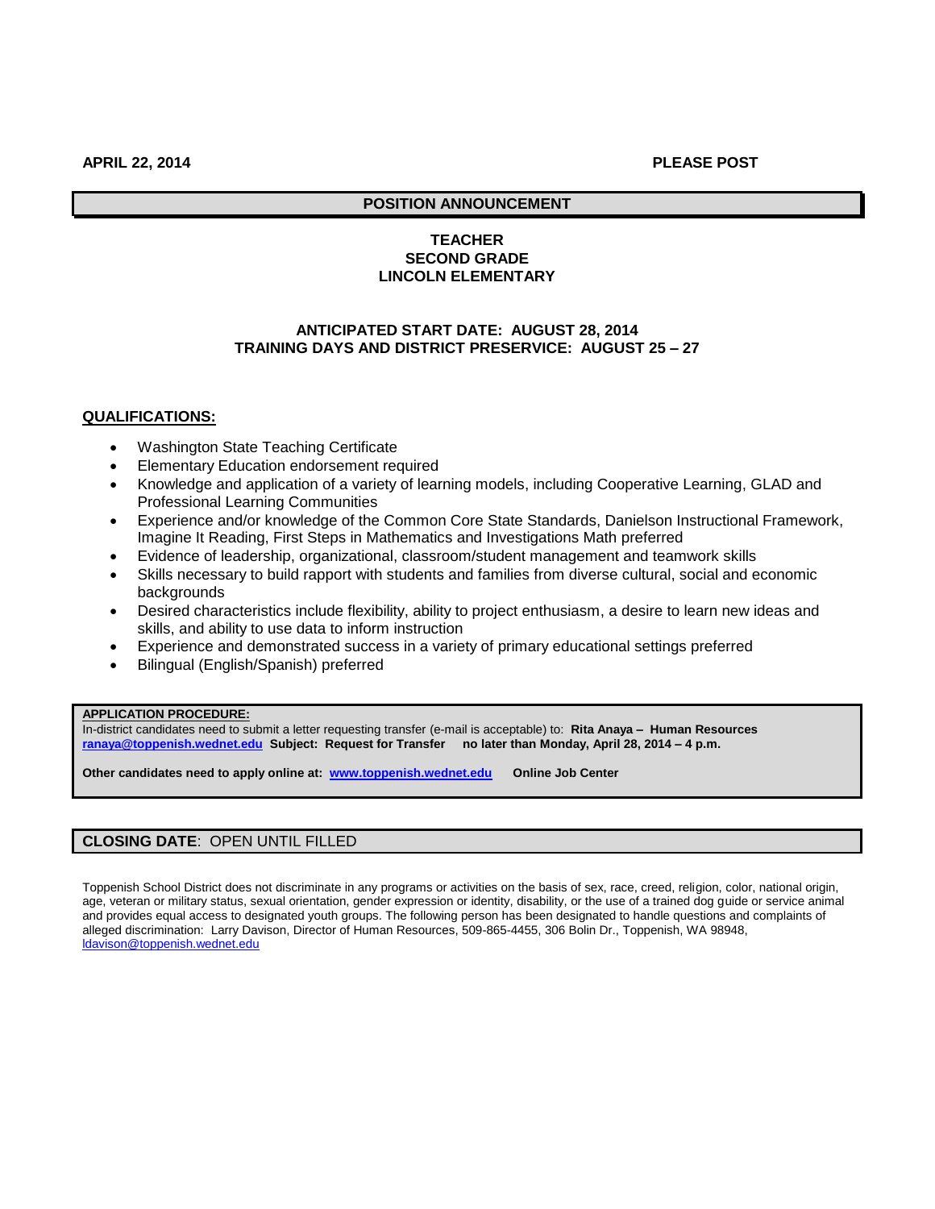**APRIL 22, 2014** **PLEASE POST**

## POSITION ANNOUNCEMENT

**TEACHER**
**SECOND GRADE**
**LINCOLN ELEMENTARY**

**ANTICIPATED START DATE: AUGUST 28, 2014**
**TRAINING DAYS AND DISTRICT PRESERVICE: AUGUST 25 – 27**

### QUALIFICATIONS:

- Washington State Teaching Certificate
- Elementary Education endorsement required
- Knowledge and application of a variety of learning models, including Cooperative Learning, GLAD and Professional Learning Communities
- Experience and/or knowledge of the Common Core State Standards, Danielson Instructional Framework, Imagine It Reading, First Steps in Mathematics and Investigations Math preferred
- Evidence of leadership, organizational, classroom/student management and teamwork skills
- Skills necessary to build rapport with students and families from diverse cultural, social and economic backgrounds
- Desired characteristics include flexibility, ability to project enthusiasm, a desire to learn new ideas and skills, and ability to use data to inform instruction
- Experience and demonstrated success in a variety of primary educational settings preferred
- Bilingual (English/Spanish) preferred

**APPLICATION PROCEDURE:**
In-district candidates need to submit a letter requesting transfer (e-mail is acceptable) to: **Rita Anaya – Human Resources** **ranaya@toppenish.wednet.edu** **Subject: Request for Transfer** **no later than Monday, April 28, 2014 – 4 p.m.**

**Other candidates need to apply online at: www.toppenish.wednet.edu** **Online Job Center**

**CLOSING DATE**: OPEN UNTIL FILLED

Toppenish School District does not discriminate in any programs or activities on the basis of sex, race, creed, religion, color, national origin, age, veteran or military status, sexual orientation, gender expression or identity, disability, or the use of a trained dog guide or service animal and provides equal access to designated youth groups. The following person has been designated to handle questions and complaints of alleged discrimination: Larry Davison, Director of Human Resources, 509-865-4455, 306 Bolin Dr., Toppenish, WA 98948, ldavison@toppenish.wednet.edu